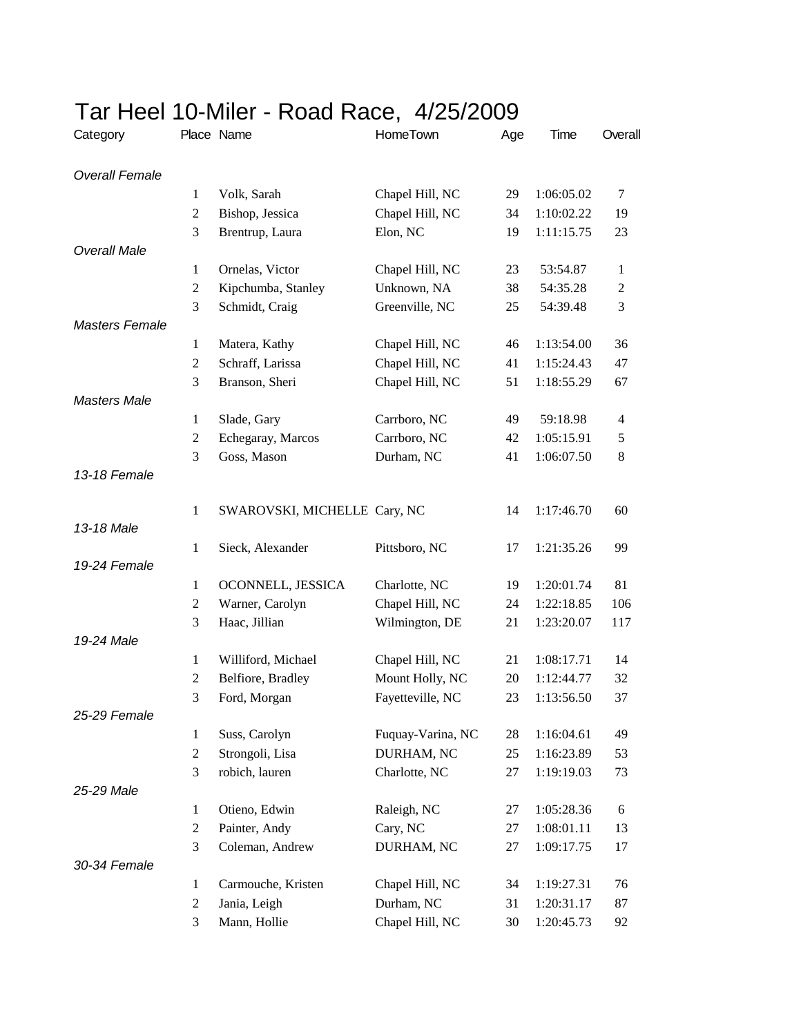# Tar Heel 10-Miler - Road Race, 4/25/2009

| Category | Place | Name | HomeTown | Age | Time | Overall |
|---|---|---|---|---|---|---|
| *Overall Female* | | | | | | |
| | 1 | Volk, Sarah | Chapel Hill, NC | 29 | 1:06:05.02 | 7 |
| | 2 | Bishop, Jessica | Chapel Hill, NC | 34 | 1:10:02.22 | 19 |
| | 3 | Brentrup, Laura | Elon, NC | 19 | 1:11:15.75 | 23 |
| *Overall Male* | | | | | | |
| | 1 | Ornelas, Victor | Chapel Hill, NC | 23 | 53:54.87 | 1 |
| | 2 | Kipchumba, Stanley | Unknown, NA | 38 | 54:35.28 | 2 |
| | 3 | Schmidt, Craig | Greenville, NC | 25 | 54:39.48 | 3 |
| *Masters Female* | | | | | | |
| | 1 | Matera, Kathy | Chapel Hill, NC | 46 | 1:13:54.00 | 36 |
| | 2 | Schraff, Larissa | Chapel Hill, NC | 41 | 1:15:24.43 | 47 |
| | 3 | Branson, Sheri | Chapel Hill, NC | 51 | 1:18:55.29 | 67 |
| *Masters Male* | | | | | | |
| | 1 | Slade, Gary | Carrboro, NC | 49 | 59:18.98 | 4 |
| | 2 | Echegaray, Marcos | Carrboro, NC | 42 | 1:05:15.91 | 5 |
| | 3 | Goss, Mason | Durham, NC | 41 | 1:06:07.50 | 8 |
| *13-18 Female* | | | | | | |
| | 1 | SWAROVSKI, MICHELLE | Cary, NC | 14 | 1:17:46.70 | 60 |
| *13-18 Male* | | | | | | |
| | 1 | Sieck, Alexander | Pittsboro, NC | 17 | 1:21:35.26 | 99 |
| *19-24 Female* | | | | | | |
| | 1 | OCONNELL, JESSICA | Charlotte, NC | 19 | 1:20:01.74 | 81 |
| | 2 | Warner, Carolyn | Chapel Hill, NC | 24 | 1:22:18.85 | 106 |
| | 3 | Haac, Jillian | Wilmington, DE | 21 | 1:23:20.07 | 117 |
| *19-24 Male* | | | | | | |
| | 1 | Williford, Michael | Chapel Hill, NC | 21 | 1:08:17.71 | 14 |
| | 2 | Belfiore, Bradley | Mount Holly, NC | 20 | 1:12:44.77 | 32 |
| | 3 | Ford, Morgan | Fayetteville, NC | 23 | 1:13:56.50 | 37 |
| *25-29 Female* | | | | | | |
| | 1 | Suss, Carolyn | Fuquay-Varina, NC | 28 | 1:16:04.61 | 49 |
| | 2 | Strongoli, Lisa | DURHAM, NC | 25 | 1:16:23.89 | 53 |
| | 3 | robich, lauren | Charlotte, NC | 27 | 1:19:19.03 | 73 |
| *25-29 Male* | | | | | | |
| | 1 | Otieno, Edwin | Raleigh, NC | 27 | 1:05:28.36 | 6 |
| | 2 | Painter, Andy | Cary, NC | 27 | 1:08:01.11 | 13 |
| | 3 | Coleman, Andrew | DURHAM, NC | 27 | 1:09:17.75 | 17 |
| *30-34 Female* | | | | | | |
| | 1 | Carmouche, Kristen | Chapel Hill, NC | 34 | 1:19:27.31 | 76 |
| | 2 | Jania, Leigh | Durham, NC | 31 | 1:20:31.17 | 87 |
| | 3 | Mann, Hollie | Chapel Hill, NC | 30 | 1:20:45.73 | 92 |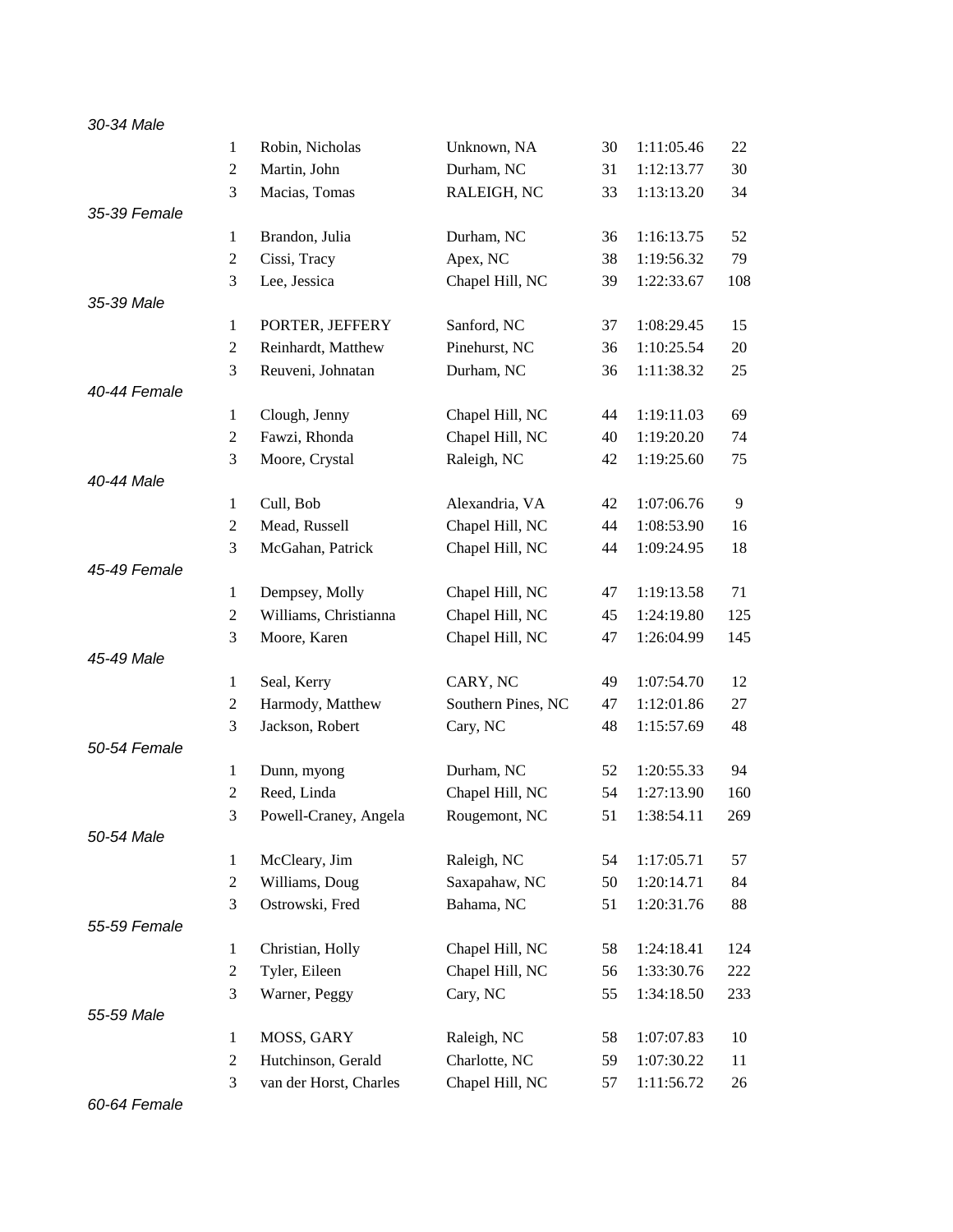*30-34 Male*

| | | | | | |
|---|---|---|---|---|---|
| 1 | Robin, Nicholas | Unknown, NA | 30 | 1:11:05.46 | 22 |
| 2 | Martin, John | Durham, NC | 31 | 1:12:13.77 | 30 |
| 3 | Macias, Tomas | RALEIGH, NC | 33 | 1:13:13.20 | 34 |

*35-39 Female*

| | | | | | |
|---|---|---|---|---|---|
| 1 | Brandon, Julia | Durham, NC | 36 | 1:16:13.75 | 52 |
| 2 | Cissi, Tracy | Apex, NC | 38 | 1:19:56.32 | 79 |
| 3 | Lee, Jessica | Chapel Hill, NC | 39 | 1:22:33.67 | 108 |

*35-39 Male*

| | | | | | |
|---|---|---|---|---|---|
| 1 | PORTER, JEFFERY | Sanford, NC | 37 | 1:08:29.45 | 15 |
| 2 | Reinhardt, Matthew | Pinehurst, NC | 36 | 1:10:25.54 | 20 |
| 3 | Reuveni, Johnatan | Durham, NC | 36 | 1:11:38.32 | 25 |

*40-44 Female*

| | | | | | |
|---|---|---|---|---|---|
| 1 | Clough, Jenny | Chapel Hill, NC | 44 | 1:19:11.03 | 69 |
| 2 | Fawzi, Rhonda | Chapel Hill, NC | 40 | 1:19:20.20 | 74 |
| 3 | Moore, Crystal | Raleigh, NC | 42 | 1:19:25.60 | 75 |

*40-44 Male*

| | | | | | |
|---|---|---|---|---|---|
| 1 | Cull, Bob | Alexandria, VA | 42 | 1:07:06.76 | 9 |
| 2 | Mead, Russell | Chapel Hill, NC | 44 | 1:08:53.90 | 16 |
| 3 | McGahan, Patrick | Chapel Hill, NC | 44 | 1:09:24.95 | 18 |

*45-49 Female*

| | | | | | |
|---|---|---|---|---|---|
| 1 | Dempsey, Molly | Chapel Hill, NC | 47 | 1:19:13.58 | 71 |
| 2 | Williams, Christianna | Chapel Hill, NC | 45 | 1:24:19.80 | 125 |
| 3 | Moore, Karen | Chapel Hill, NC | 47 | 1:26:04.99 | 145 |

*45-49 Male*

| | | | | | |
|---|---|---|---|---|---|
| 1 | Seal, Kerry | CARY, NC | 49 | 1:07:54.70 | 12 |
| 2 | Harmody, Matthew | Southern Pines, NC | 47 | 1:12:01.86 | 27 |
| 3 | Jackson, Robert | Cary, NC | 48 | 1:15:57.69 | 48 |

*50-54 Female*

| | | | | | |
|---|---|---|---|---|---|
| 1 | Dunn, myong | Durham, NC | 52 | 1:20:55.33 | 94 |
| 2 | Reed, Linda | Chapel Hill, NC | 54 | 1:27:13.90 | 160 |
| 3 | Powell-Craney, Angela | Rougemont, NC | 51 | 1:38:54.11 | 269 |

*50-54 Male*

| | | | | | |
|---|---|---|---|---|---|
| 1 | McCleary, Jim | Raleigh, NC | 54 | 1:17:05.71 | 57 |
| 2 | Williams, Doug | Saxapahaw, NC | 50 | 1:20:14.71 | 84 |
| 3 | Ostrowski, Fred | Bahama, NC | 51 | 1:20:31.76 | 88 |

*55-59 Female*

| | | | | | |
|---|---|---|---|---|---|
| 1 | Christian, Holly | Chapel Hill, NC | 58 | 1:24:18.41 | 124 |
| 2 | Tyler, Eileen | Chapel Hill, NC | 56 | 1:33:30.76 | 222 |
| 3 | Warner, Peggy | Cary, NC | 55 | 1:34:18.50 | 233 |

*55-59 Male*

| | | | | | |
|---|---|---|---|---|---|
| 1 | MOSS, GARY | Raleigh, NC | 58 | 1:07:07.83 | 10 |
| 2 | Hutchinson, Gerald | Charlotte, NC | 59 | 1:07:30.22 | 11 |
| 3 | van der Horst, Charles | Chapel Hill, NC | 57 | 1:11:56.72 | 26 |

*60-64 Female*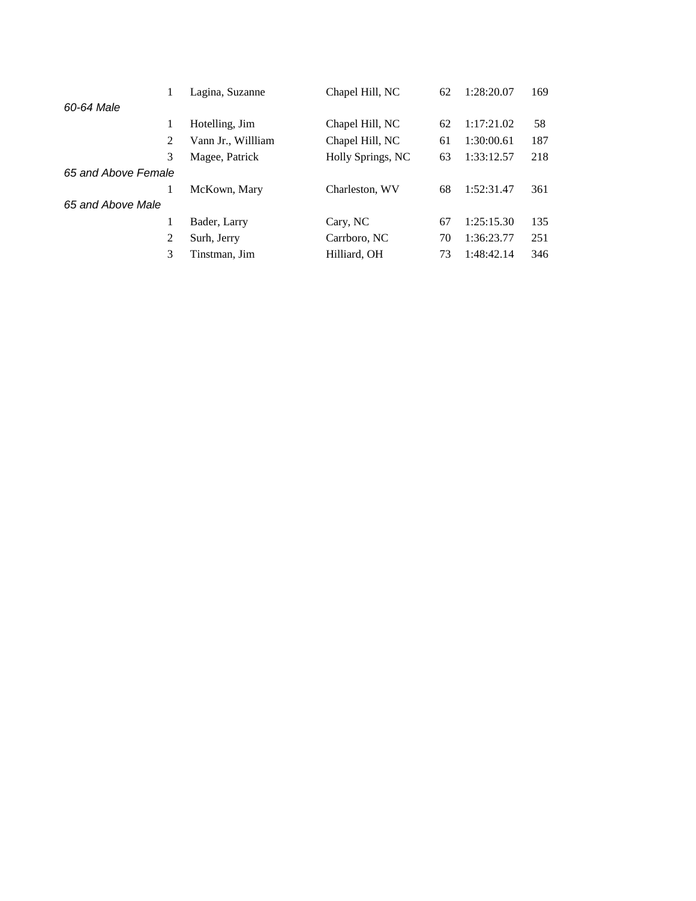| | | | | | | |
|---|---|---|---|---|---|---|
| | 1 | Lagina, Suzanne | Chapel Hill, NC | 62 | 1:28:20.07 | 169 |
| *60-64 Male* | | | | | | |
| | 1 | Hotelling, Jim | Chapel Hill, NC | 62 | 1:17:21.02 | 58 |
| | 2 | Vann Jr., Willliam | Chapel Hill, NC | 61 | 1:30:00.61 | 187 |
| | 3 | Magee, Patrick | Holly Springs, NC | 63 | 1:33:12.57 | 218 |
| *65 and Above Female* | | | | | | |
| | 1 | McKown, Mary | Charleston, WV | 68 | 1:52:31.47 | 361 |
| *65 and Above Male* | | | | | | |
| | 1 | Bader, Larry | Cary, NC | 67 | 1:25:15.30 | 135 |
| | 2 | Surh, Jerry | Carrboro, NC | 70 | 1:36:23.77 | 251 |
| | 3 | Tinstman, Jim | Hilliard, OH | 73 | 1:48:42.14 | 346 |